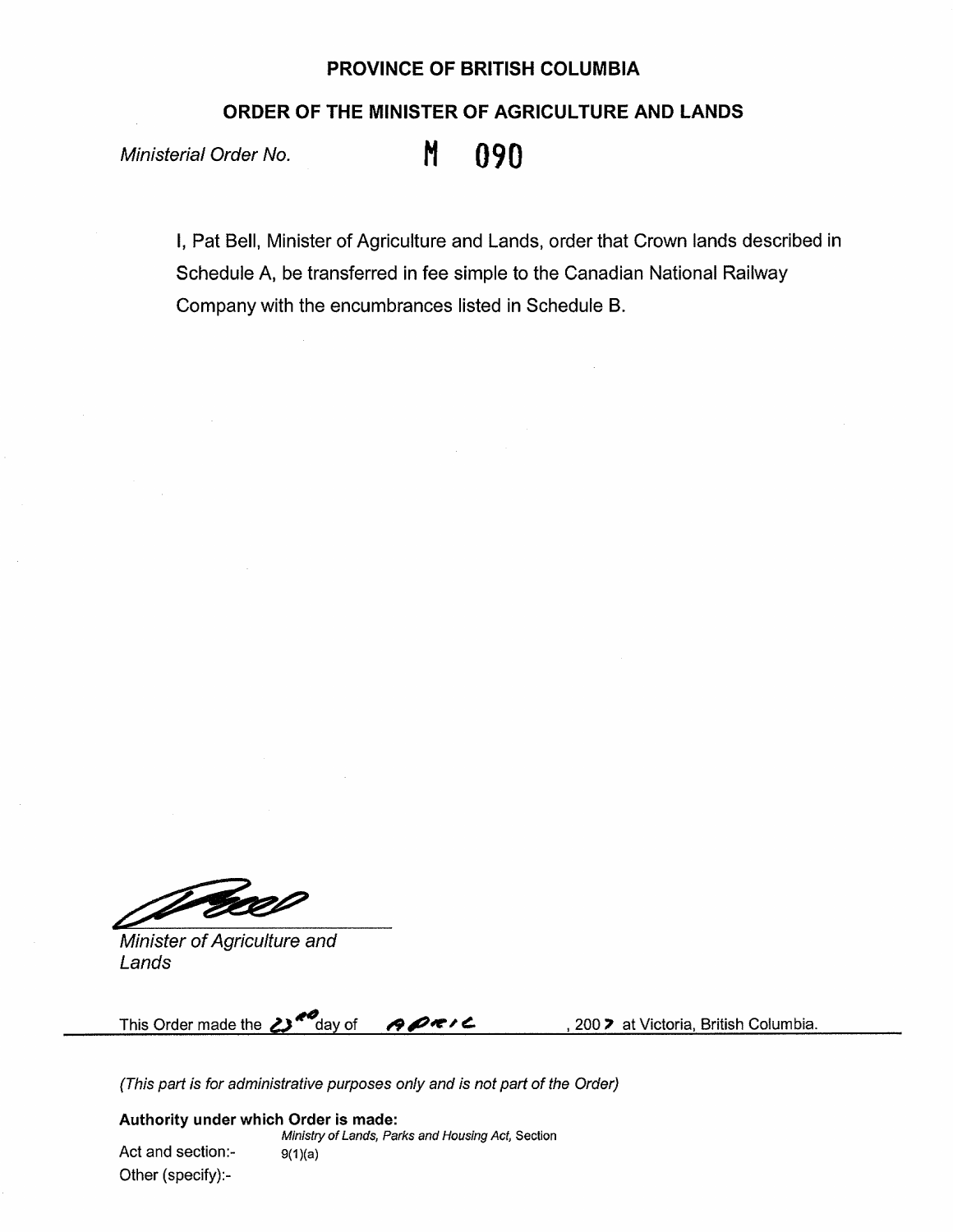# PROVINCE OF BRITISH COLUMBIA

## ORDER OF THE MINISTER OF AGRICULTURE AND LANDS

*Ministerial Order No.* **M 090**

I, Pat Bell, Minister of Agriculture and Lands, order that Crown lands described in Schedule A, be transferred in fee simple to the Canadian National Railway Company with the encumbrances listed in Schedule B.

*Minister of Agriculture and Lands*

This Order made the 23rd day of April, 2007 at Victoria, British Columbia.

---

*(This part is for administrative purposes only and is not part of the Order)*

**Authority under which Order is made:**

Act and section:- *Ministry of Lands, Parks and Housing Act,* Section 9(1)(a)

Other (specify):-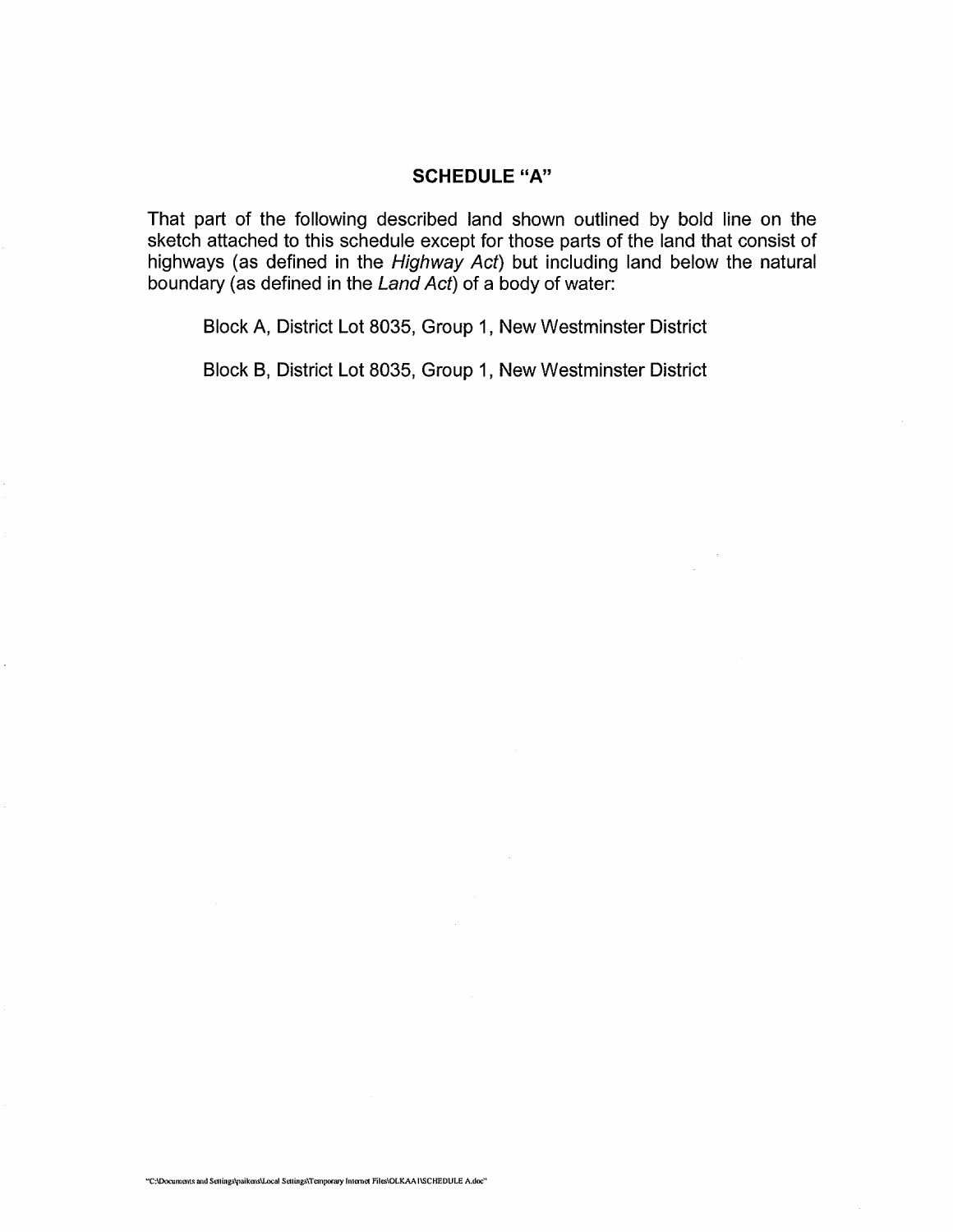## SCHEDULE "A"

That part of the following described land shown outlined by bold line on the sketch attached to this schedule except for those parts of the land that consist of highways (as defined in the *Highway Act*) but including land below the natural boundary (as defined in the *Land Act*) of a body of water:

Block A, District Lot 8035, Group 1, New Westminster District

Block B, District Lot 8035, Group 1, New Westminster District

"C:\Documents and Settings\paikens\Local Settings\Temporary Internet Files\OLKAA1\SCHEDULE A.doc"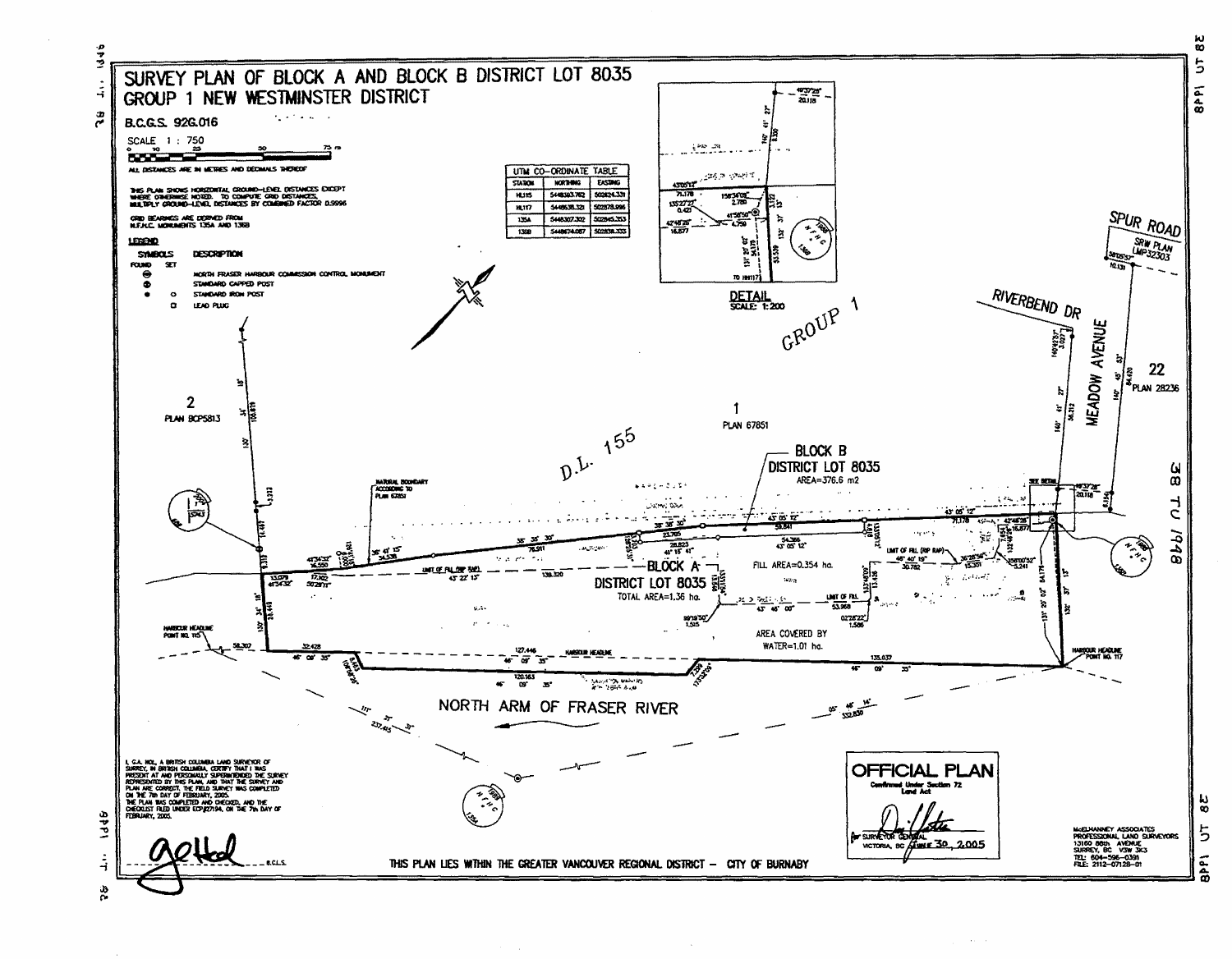# SURVEY PLAN OF BLOCK A AND BLOCK B DISTRICT LOT 8035 GROUP 1 NEW WESTMINSTER DISTRICT

B.C.G.S. 92G.016

SCALE 1 : 750

ALL DISTANCES ARE IN METRES AND DECIMALS THEREOF

THIS PLAN SHOWS HORIZONTAL GROUND-LEVEL DISTANCES EXCEPT WHERE OTHERWISE NOTED. TO COMPUTE GRID DISTANCES, MULTIPLY GROUND-LEVEL DISTANCES BY COMBINED FACTOR 0.9996

GRID BEARINGS ARE DERIVED FROM N.F.H.C. MONUMENTS 135A AND 136B

**LEGEND**

| SYMBOLS FOUND | SET | DESCRIPTION |
|---|---|---|
| ⊕ | | NORTH FRASER HARBOUR COMMISSION CONTROL MONUMENT |
| ⊕ | | STANDARD CAPPED POST |
| ● | ○ | STANDARD IRON POST |
| | □ | LEAD PLUG |

**UTM CO-ORDINATE TABLE**

| STATION | NORTHING | EASTING |
|---|---|---|
| HL115 | 5448393.762 | 502624.331 |
| HL117 | 5448538.321 | 502878.996 |
| 135A | 5448307.302 | 502845.253 |
| 136B | 5448674.087 | 502838.333 |

DETAIL SCALE: 1:200

GROUP 1

D.L. 155

1 PLAN 67851

2 PLAN BCP5813

22 PLAN 28236

SPUR ROAD SRW PLAN LMP32303

RIVERBEND DR

MEADOW AVENUE

BLOCK B DISTRICT LOT 8035 AREA=376.6 m2

BLOCK A DISTRICT LOT 8035 TOTAL AREA=1.36 ha.

FILL AREA=0.354 ha.

AREA COVERED BY WATER=1.01 ha.

NATURAL BOUNDARY ACCORDING TO PLAN 67851

LIMIT OF FILL (RIP RAP)

LIMIT OF FILL

HARBOUR HEADLINE POINT NO. 115

HARBOUR HEADLINE POINT NO. 117

HARBOUR HEADLINE

NORTH ARM OF FRASER RIVER

I, G.A. HOL, A BRITISH COLUMBIA LAND SURVEYOR OF SURREY, IN BRITISH COLUMBIA, CERTIFY THAT I WAS PRESENT AT AND PERSONALLY SUPERINTENDED THE SURVEY REPRESENTED BY THIS PLAN, AND THAT THE SURVEY AND PLAN ARE CORRECT. THE FIELD SURVEY WAS COMPLETED ON THE 7th DAY OF FEBRUARY, 2005. THE PLAN WAS COMPLETED AND CHECKED, AND THE CHECKLIST FILED UNDER ECP#27194, ON THE 7th DAY OF FEBRUARY, 2005.

B.C.L.S.

THIS PLAN LIES WITHIN THE GREATER VANCOUVER REGIONAL DISTRICT – CITY OF BURNABY

**OFFICIAL PLAN**
Confirmed Under Section 72 Land Act

for SURVEYOR GENERAL
VICTORIA, BC June 30, 2005

McELHANNEY ASSOCIATES
PROFESSIONAL LAND SURVEYORS
13160 88th AVENUE
SURREY, BC V3W 3K3
TEL: 604-596-0391
FILE: 2112-07128-01

38 TU 1948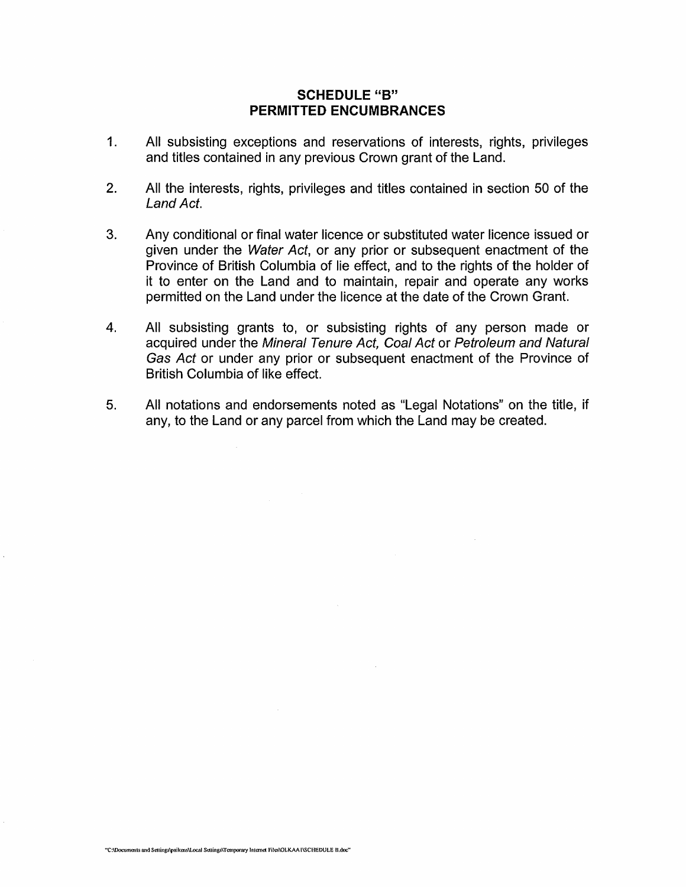## SCHEDULE "B"
## PERMITTED ENCUMBRANCES

1. All subsisting exceptions and reservations of interests, rights, privileges and titles contained in any previous Crown grant of the Land.

2. All the interests, rights, privileges and titles contained in section 50 of the *Land Act*.

3. Any conditional or final water licence or substituted water licence issued or given under the *Water Act*, or any prior or subsequent enactment of the Province of British Columbia of lie effect, and to the rights of the holder of it to enter on the Land and to maintain, repair and operate any works permitted on the Land under the licence at the date of the Crown Grant.

4. All subsisting grants to, or subsisting rights of any person made or acquired under the *Mineral Tenure Act, Coal Act* or *Petroleum and Natural Gas Act* or under any prior or subsequent enactment of the Province of British Columbia of like effect.

5. All notations and endorsements noted as "Legal Notations" on the title, if any, to the Land or any parcel from which the Land may be created.

"C:\Documents and Settings\paikens\Local Settings\Temporary Internet Files\OLKAA1\SCHEDULE B.doc"